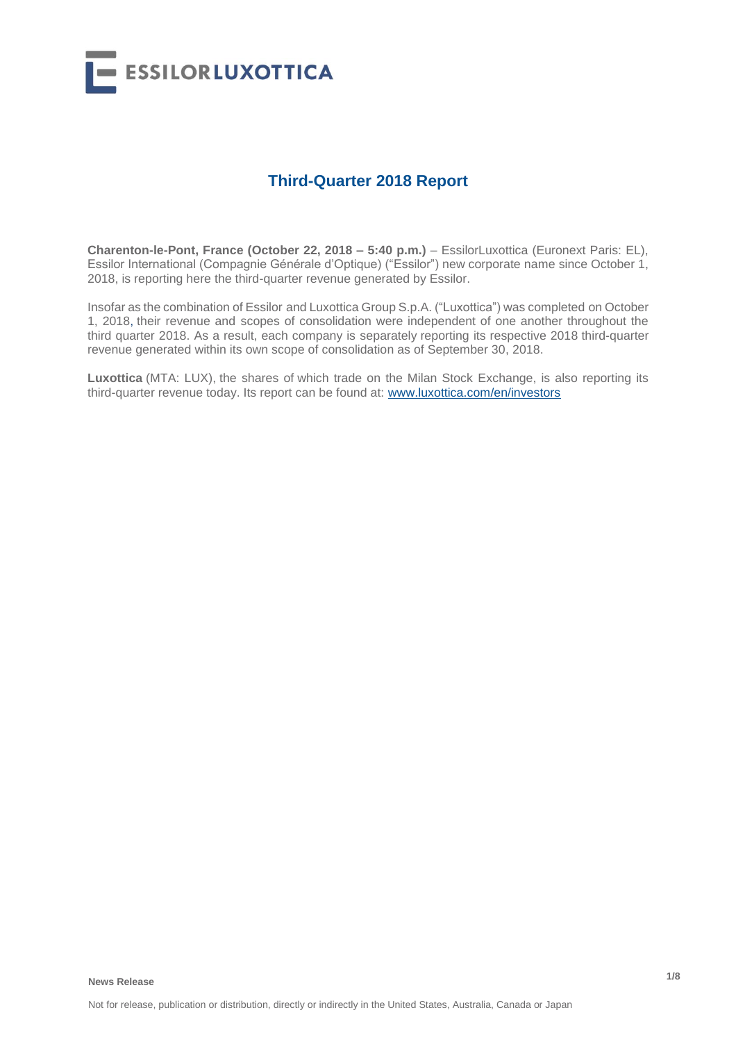ESSILORLUXOTTICA

# Third-Quarter 2018 Report

**Charenton-le-Pont, France (October 22, 2018 – 5:40 p.m.)** – EssilorLuxottica (Euronext Paris: EL), Essilor International (Compagnie Générale d'Optique) ("Essilor") new corporate name since October 1, 2018, is reporting here the third-quarter revenue generated by Essilor.

Insofar as the combination of Essilor and Luxottica Group S.p.A. ("Luxottica") was completed on October 1, 2018, their revenue and scopes of consolidation were independent of one another throughout the third quarter 2018. As a result, each company is separately reporting its respective 2018 third-quarter revenue generated within its own scope of consolidation as of September 30, 2018.

**Luxottica** (MTA: LUX), the shares of which trade on the Milan Stock Exchange, is also reporting its third-quarter revenue today. Its report can be found at: [www.luxottica.com/en/investors](www.luxottica.com/en/investors)

**News Release**

Not for release, publication or distribution, directly or indirectly in the United States, Australia, Canada or Japan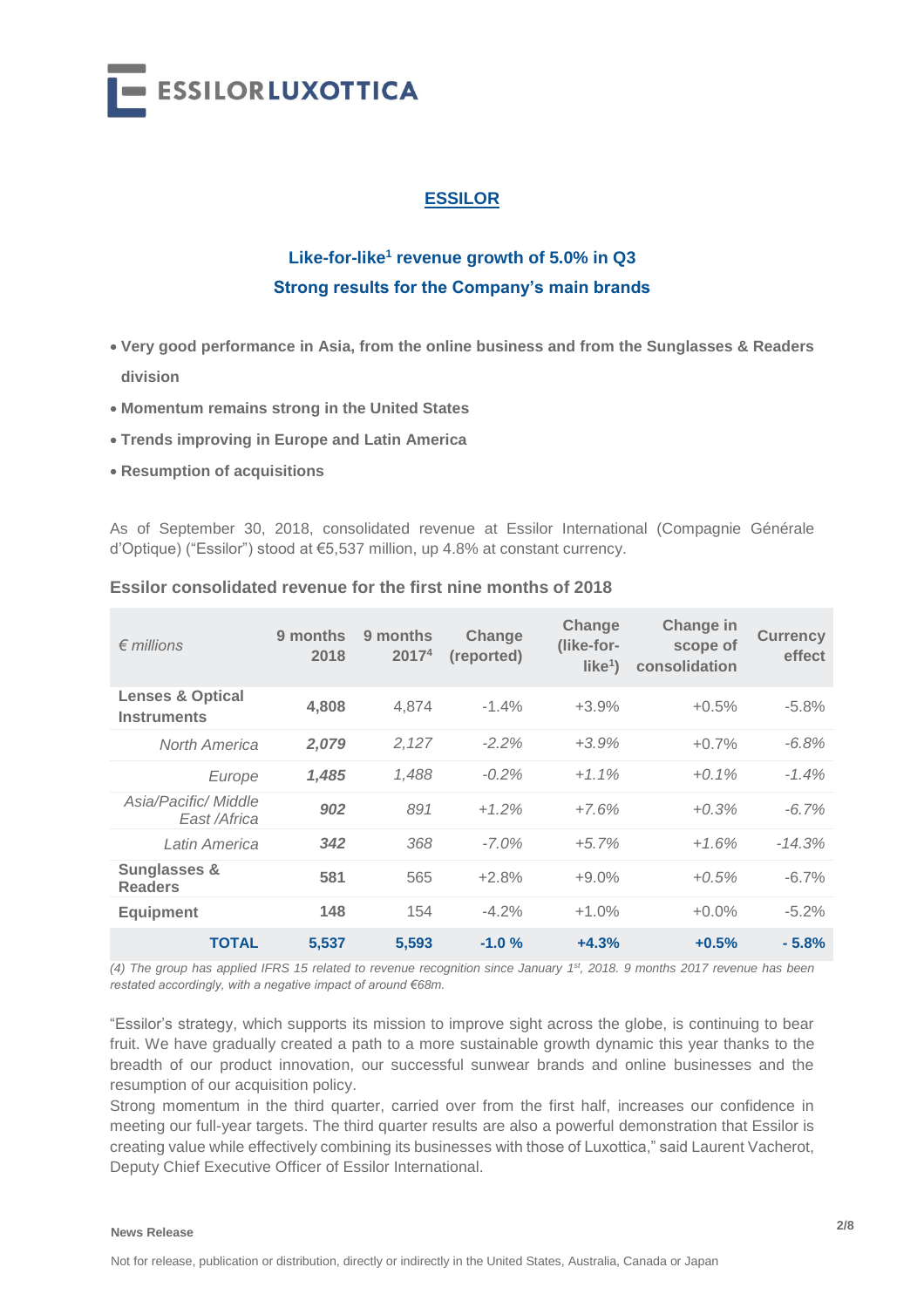## ESSILOR

### Like-for-like[1] revenue growth of 5.0% in Q3
### Strong results for the Company's main brands

- **Very good performance in Asia, from the online business and from the Sunglasses & Readers division**
- **Momentum remains strong in the United States**
- **Trends improving in Europe and Latin America**
- **Resumption of acquisitions**

As of September 30, 2018, consolidated revenue at Essilor International (Compagnie Générale d'Optique) ("Essilor") stood at €5,537 million, up 4.8% at constant currency.

**Essilor consolidated revenue for the first nine months of 2018**

| *€ millions* | 9 months 2018 | 9 months 2017[4] | Change (reported) | Change (like-for-like[1]) | Change in scope of consolidation | Currency effect |
|---|---|---|---|---|---|---|
| **Lenses & Optical Instruments** | **4,808** | 4,874 | -1.4% | +3.9% | +0.5% | -5.8% |
| *North America* | ***2,079*** | *2,127* | *-2.2%* | *+3.9%* | *+0.7%* | *-6.8%* |
| *Europe* | ***1,485*** | *1,488* | *-0.2%* | *+1.1%* | *+0.1%* | *-1.4%* |
| *Asia/Pacific/ Middle East /Africa* | ***902*** | *891* | *+1.2%* | *+7.6%* | *+0.3%* | *-6.7%* |
| *Latin America* | ***342*** | *368* | *-7.0%* | *+5.7%* | *+1.6%* | *-14.3%* |
| **Sunglasses & Readers** | **581** | 565 | +2.8% | +9.0% | +0.5% | -6.7% |
| **Equipment** | **148** | 154 | -4.2% | +1.0% | +0.0% | -5.2% |
| **TOTAL** | **5,537** | **5,593** | **-1.0 %** | **+4.3%** | **+0.5%** | **- 5.8%** |

*(4) The group has applied IFRS 15 related to revenue recognition since January 1st, 2018. 9 months 2017 revenue has been restated accordingly, with a negative impact of around €68m.*

"Essilor's strategy, which supports its mission to improve sight across the globe, is continuing to bear fruit. We have gradually created a path to a more sustainable growth dynamic this year thanks to the breadth of our product innovation, our successful sunwear brands and online businesses and the resumption of our acquisition policy.
Strong momentum in the third quarter, carried over from the first half, increases our confidence in meeting our full-year targets. The third quarter results are also a powerful demonstration that Essilor is creating value while effectively combining its businesses with those of Luxottica," said Laurent Vacherot, Deputy Chief Executive Officer of Essilor International.

**News Release**

Not for release, publication or distribution, directly or indirectly in the United States, Australia, Canada or Japan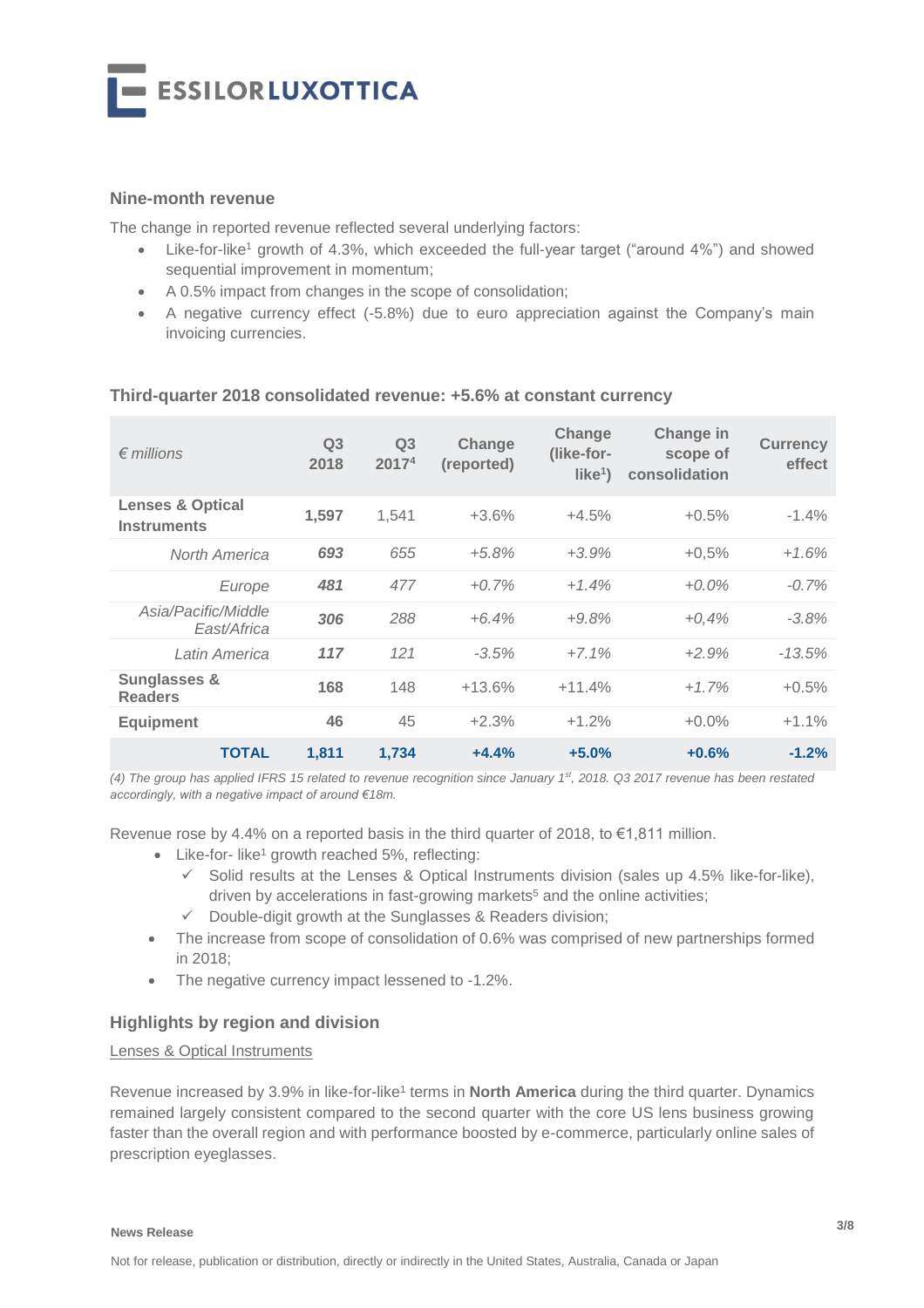### Nine-month revenue

The change in reported revenue reflected several underlying factors:

- Like-for-like[1] growth of 4.3%, which exceeded the full-year target ("around 4%") and showed sequential improvement in momentum;
- A 0.5% impact from changes in the scope of consolidation;
- A negative currency effect (-5.8%) due to euro appreciation against the Company's main invoicing currencies.

### Third-quarter 2018 consolidated revenue: +5.6% at constant currency

| *€ millions* | Q3 2018 | Q3 2017[4] | Change (reported) | Change (like-for-like[1]) | Change in scope of consolidation | Currency effect |
|---|---|---|---|---|---|---|
| **Lenses & Optical Instruments** | **1,597** | 1,541 | +3.6% | +4.5% | +0.5% | -1.4% |
| *North America* | ***693*** | *655* | *+5.8%* | *+3.9%* | *+0,5%* | *+1.6%* |
| *Europe* | ***481*** | *477* | *+0.7%* | *+1.4%* | *+0.0%* | *-0.7%* |
| *Asia/Pacific/Middle East/Africa* | ***306*** | *288* | *+6.4%* | *+9.8%* | *+0,4%* | *-3.8%* |
| *Latin America* | ***117*** | *121* | *-3.5%* | *+7.1%* | *+2.9%* | *-13.5%* |
| **Sunglasses & Readers** | **168** | 148 | +13.6% | +11.4% | *+1.7%* | +0.5% |
| **Equipment** | **46** | 45 | +2.3% | +1.2% | +0.0% | +1.1% |
| **TOTAL** | **1,811** | **1,734** | **+4.4%** | **+5.0%** | **+0.6%** | **-1.2%** |

*(4) The group has applied IFRS 15 related to revenue recognition since January 1st, 2018. Q3 2017 revenue has been restated accordingly, with a negative impact of around €18m.*

Revenue rose by 4.4% on a reported basis in the third quarter of 2018, to €1,811 million.

- Like-for- like[1] growth reached 5%, reflecting:
  - ✓ Solid results at the Lenses & Optical Instruments division (sales up 4.5% like-for-like), driven by accelerations in fast-growing markets[5] and the online activities;
  - ✓ Double-digit growth at the Sunglasses & Readers division;
- The increase from scope of consolidation of 0.6% was comprised of new partnerships formed in 2018;
- The negative currency impact lessened to -1.2%.

### Highlights by region and division

<u>Lenses & Optical Instruments</u>

Revenue increased by 3.9% in like-for-like[1] terms in **North America** during the third quarter. Dynamics remained largely consistent compared to the second quarter with the core US lens business growing faster than the overall region and with performance boosted by e-commerce, particularly online sales of prescription eyeglasses.

**News Release**

Not for release, publication or distribution, directly or indirectly in the United States, Australia, Canada or Japan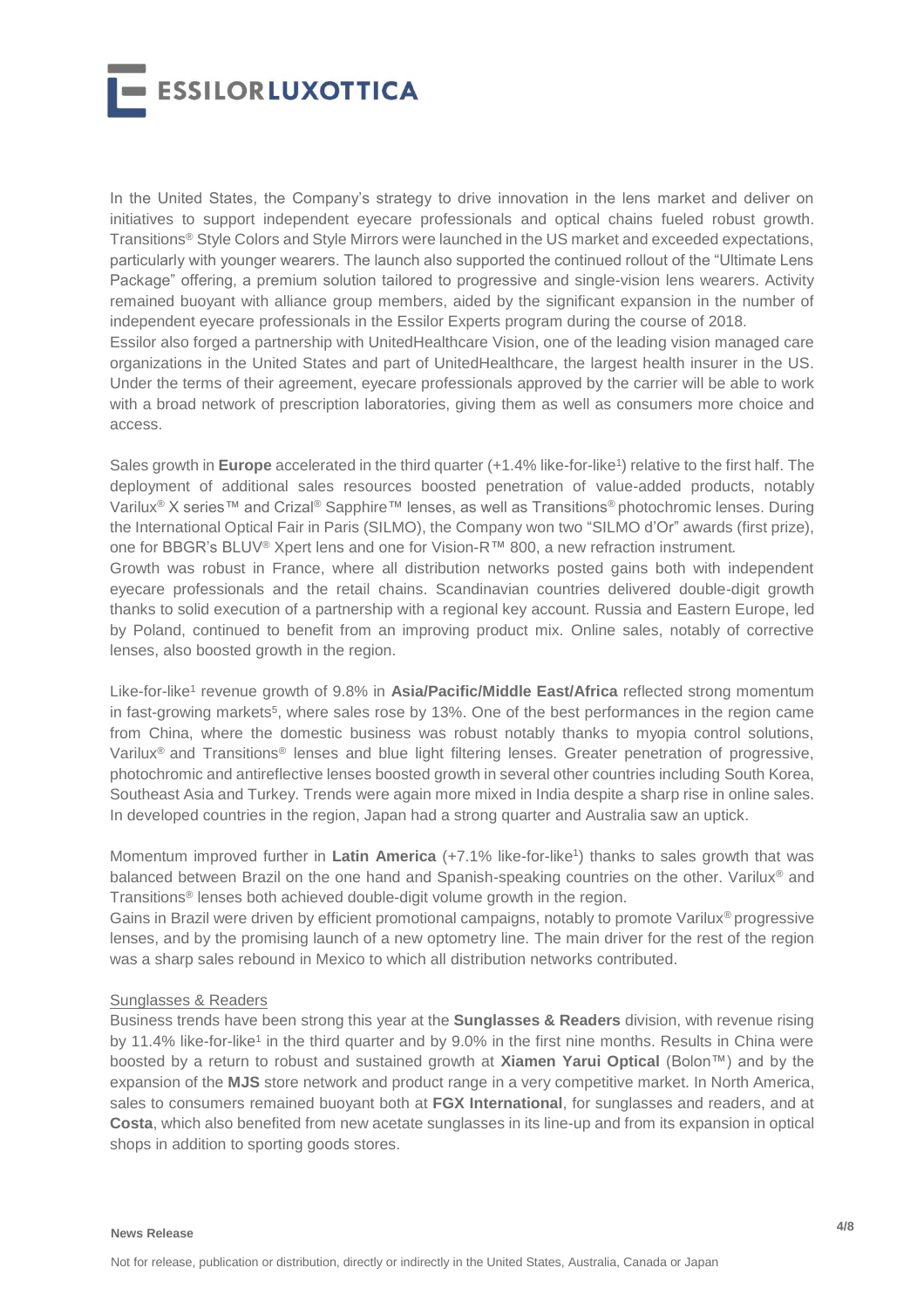In the United States, the Company's strategy to drive innovation in the lens market and deliver on initiatives to support independent eyecare professionals and optical chains fueled robust growth. Transitions® Style Colors and Style Mirrors were launched in the US market and exceeded expectations, particularly with younger wearers. The launch also supported the continued rollout of the "Ultimate Lens Package" offering, a premium solution tailored to progressive and single-vision lens wearers. Activity remained buoyant with alliance group members, aided by the significant expansion in the number of independent eyecare professionals in the Essilor Experts program during the course of 2018.
Essilor also forged a partnership with UnitedHealthcare Vision, one of the leading vision managed care organizations in the United States and part of UnitedHealthcare, the largest health insurer in the US. Under the terms of their agreement, eyecare professionals approved by the carrier will be able to work with a broad network of prescription laboratories, giving them as well as consumers more choice and access.

Sales growth in **Europe** accelerated in the third quarter (+1.4% like-for-like[1]) relative to the first half. The deployment of additional sales resources boosted penetration of value-added products, notably Varilux® X series™ and Crizal® Sapphire™ lenses, as well as Transitions® photochromic lenses. During the International Optical Fair in Paris (SILMO), the Company won two "SILMO d'Or" awards (first prize), one for BBGR's BLUV® Xpert lens and one for Vision-R™ 800, a new refraction instrument.
Growth was robust in France, where all distribution networks posted gains both with independent eyecare professionals and the retail chains. Scandinavian countries delivered double-digit growth thanks to solid execution of a partnership with a regional key account. Russia and Eastern Europe, led by Poland, continued to benefit from an improving product mix. Online sales, notably of corrective lenses, also boosted growth in the region.

Like-for-like[1] revenue growth of 9.8% in **Asia/Pacific/Middle East/Africa** reflected strong momentum in fast-growing markets[5], where sales rose by 13%. One of the best performances in the region came from China, where the domestic business was robust notably thanks to myopia control solutions, Varilux® and Transitions® lenses and blue light filtering lenses. Greater penetration of progressive, photochromic and antireflective lenses boosted growth in several other countries including South Korea, Southeast Asia and Turkey. Trends were again more mixed in India despite a sharp rise in online sales. In developed countries in the region, Japan had a strong quarter and Australia saw an uptick.

Momentum improved further in **Latin America** (+7.1% like-for-like[1]) thanks to sales growth that was balanced between Brazil on the one hand and Spanish-speaking countries on the other. Varilux® and Transitions® lenses both achieved double-digit volume growth in the region.
Gains in Brazil were driven by efficient promotional campaigns, notably to promote Varilux® progressive lenses, and by the promising launch of a new optometry line. The main driver for the rest of the region was a sharp sales rebound in Mexico to which all distribution networks contributed.

Sunglasses & Readers

Business trends have been strong this year at the **Sunglasses & Readers** division, with revenue rising by 11.4% like-for-like[1] in the third quarter and by 9.0% in the first nine months. Results in China were boosted by a return to robust and sustained growth at **Xiamen Yarui Optical** (Bolon™) and by the expansion of the **MJS** store network and product range in a very competitive market. In North America, sales to consumers remained buoyant both at **FGX International**, for sunglasses and readers, and at **Costa**, which also benefited from new acetate sunglasses in its line-up and from its expansion in optical shops in addition to sporting goods stores.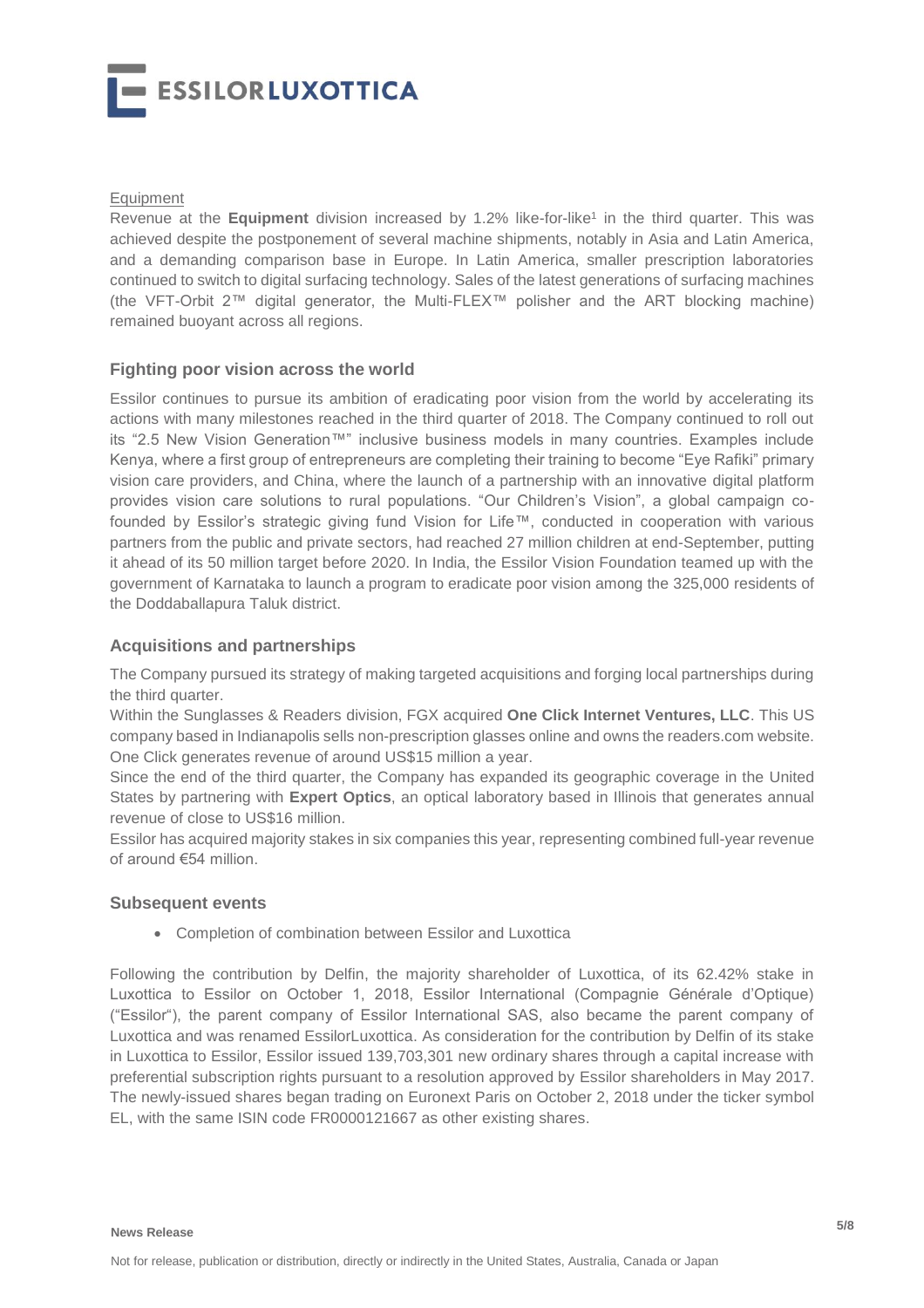Equipment

Revenue at the **Equipment** division increased by 1.2% like-for-like[1] in the third quarter. This was achieved despite the postponement of several machine shipments, notably in Asia and Latin America, and a demanding comparison base in Europe. In Latin America, smaller prescription laboratories continued to switch to digital surfacing technology. Sales of the latest generations of surfacing machines (the VFT-Orbit 2™ digital generator, the Multi-FLEX™ polisher and the ART blocking machine) remained buoyant across all regions.

## Fighting poor vision across the world

Essilor continues to pursue its ambition of eradicating poor vision from the world by accelerating its actions with many milestones reached in the third quarter of 2018. The Company continued to roll out its "2.5 New Vision Generation™" inclusive business models in many countries. Examples include Kenya, where a first group of entrepreneurs are completing their training to become "Eye Rafiki" primary vision care providers, and China, where the launch of a partnership with an innovative digital platform provides vision care solutions to rural populations. "Our Children's Vision", a global campaign co-founded by Essilor's strategic giving fund Vision for Life™, conducted in cooperation with various partners from the public and private sectors, had reached 27 million children at end-September, putting it ahead of its 50 million target before 2020. In India, the Essilor Vision Foundation teamed up with the government of Karnataka to launch a program to eradicate poor vision among the 325,000 residents of the Doddaballapura Taluk district.

## Acquisitions and partnerships

The Company pursued its strategy of making targeted acquisitions and forging local partnerships during the third quarter.

Within the Sunglasses & Readers division, FGX acquired **One Click Internet Ventures, LLC**. This US company based in Indianapolis sells non-prescription glasses online and owns the readers.com website. One Click generates revenue of around US$15 million a year.

Since the end of the third quarter, the Company has expanded its geographic coverage in the United States by partnering with **Expert Optics**, an optical laboratory based in Illinois that generates annual revenue of close to US$16 million.

Essilor has acquired majority stakes in six companies this year, representing combined full-year revenue of around €54 million.

## Subsequent events

- Completion of combination between Essilor and Luxottica

Following the contribution by Delfin, the majority shareholder of Luxottica, of its 62.42% stake in Luxottica to Essilor on October 1, 2018, Essilor International (Compagnie Générale d'Optique) ("Essilor"), the parent company of Essilor International SAS, also became the parent company of Luxottica and was renamed EssilorLuxottica. As consideration for the contribution by Delfin of its stake in Luxottica to Essilor, Essilor issued 139,703,301 new ordinary shares through a capital increase with preferential subscription rights pursuant to a resolution approved by Essilor shareholders in May 2017. The newly-issued shares began trading on Euronext Paris on October 2, 2018 under the ticker symbol EL, with the same ISIN code FR0000121667 as other existing shares.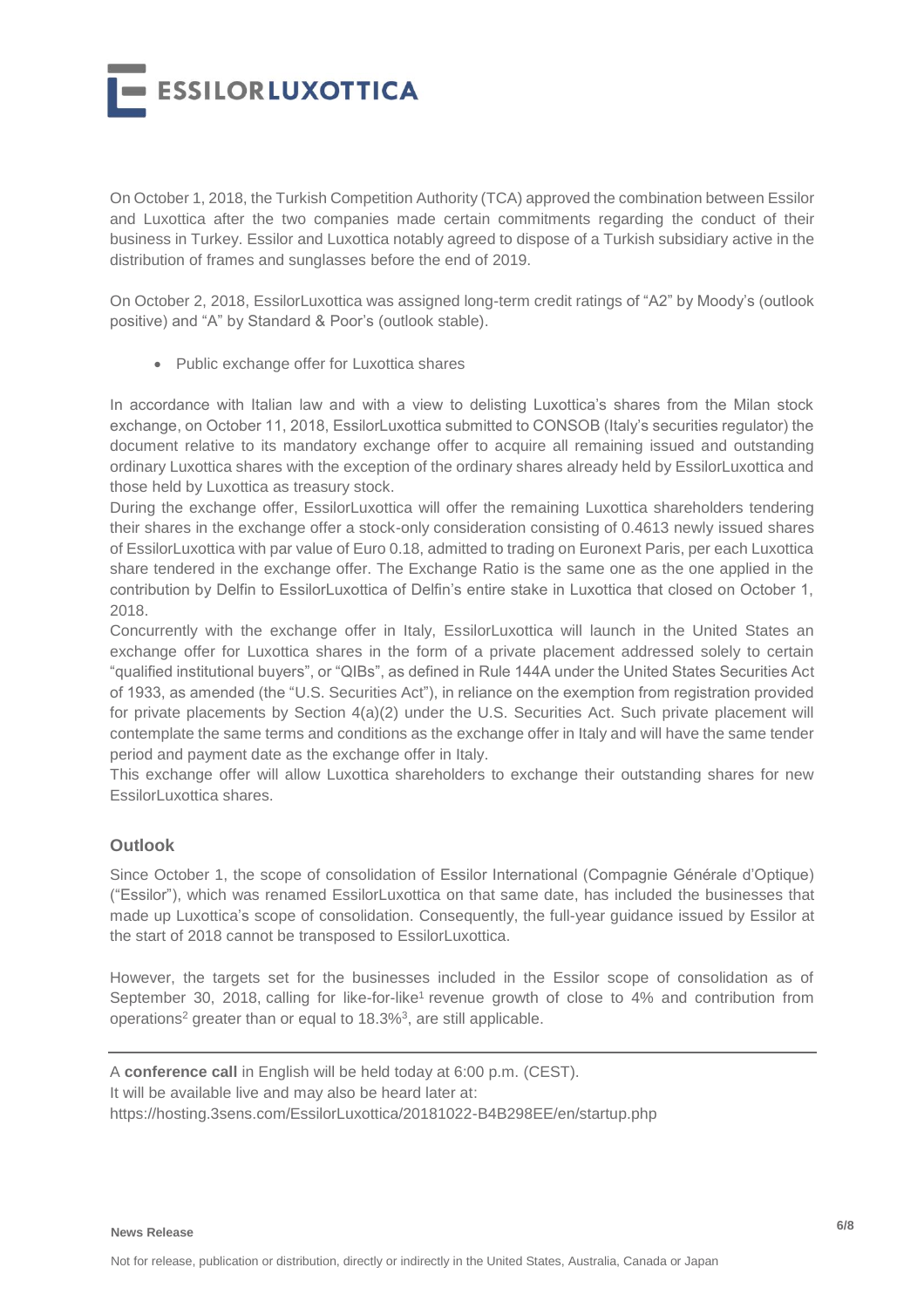On October 1, 2018, the Turkish Competition Authority (TCA) approved the combination between Essilor and Luxottica after the two companies made certain commitments regarding the conduct of their business in Turkey. Essilor and Luxottica notably agreed to dispose of a Turkish subsidiary active in the distribution of frames and sunglasses before the end of 2019.

On October 2, 2018, EssilorLuxottica was assigned long-term credit ratings of "A2" by Moody's (outlook positive) and "A" by Standard & Poor's (outlook stable).

- Public exchange offer for Luxottica shares

In accordance with Italian law and with a view to delisting Luxottica's shares from the Milan stock exchange, on October 11, 2018, EssilorLuxottica submitted to CONSOB (Italy's securities regulator) the document relative to its mandatory exchange offer to acquire all remaining issued and outstanding ordinary Luxottica shares with the exception of the ordinary shares already held by EssilorLuxottica and those held by Luxottica as treasury stock.
During the exchange offer, EssilorLuxottica will offer the remaining Luxottica shareholders tendering their shares in the exchange offer a stock-only consideration consisting of 0.4613 newly issued shares of EssilorLuxottica with par value of Euro 0.18, admitted to trading on Euronext Paris, per each Luxottica share tendered in the exchange offer. The Exchange Ratio is the same one as the one applied in the contribution by Delfin to EssilorLuxottica of Delfin's entire stake in Luxottica that closed on October 1, 2018.
Concurrently with the exchange offer in Italy, EssilorLuxottica will launch in the United States an exchange offer for Luxottica shares in the form of a private placement addressed solely to certain "qualified institutional buyers", or "QIBs", as defined in Rule 144A under the United States Securities Act of 1933, as amended (the "U.S. Securities Act"), in reliance on the exemption from registration provided for private placements by Section 4(a)(2) under the U.S. Securities Act. Such private placement will contemplate the same terms and conditions as the exchange offer in Italy and will have the same tender period and payment date as the exchange offer in Italy.
This exchange offer will allow Luxottica shareholders to exchange their outstanding shares for new EssilorLuxottica shares.

## Outlook

Since October 1, the scope of consolidation of Essilor International (Compagnie Générale d'Optique) ("Essilor"), which was renamed EssilorLuxottica on that same date, has included the businesses that made up Luxottica's scope of consolidation. Consequently, the full-year guidance issued by Essilor at the start of 2018 cannot be transposed to EssilorLuxottica.

However, the targets set for the businesses included in the Essilor scope of consolidation as of September 30, 2018, calling for like-for-like[1] revenue growth of close to 4% and contribution from operations[2] greater than or equal to 18.3%[3], are still applicable.

---

A **conference call** in English will be held today at 6:00 p.m. (CEST).
It will be available live and may also be heard later at:
https://hosting.3sens.com/EssilorLuxottica/20181022-B4B298EE/en/startup.php

**News Release**

Not for release, publication or distribution, directly or indirectly in the United States, Australia, Canada or Japan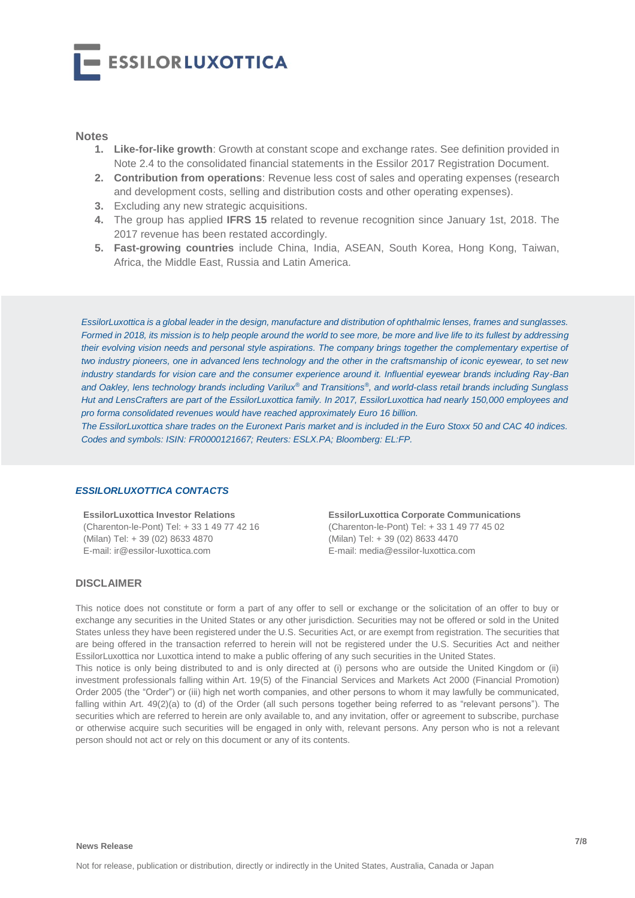## Notes

1. **Like-for-like growth**: Growth at constant scope and exchange rates. See definition provided in Note 2.4 to the consolidated financial statements in the Essilor 2017 Registration Document.
2. **Contribution from operations**: Revenue less cost of sales and operating expenses (research and development costs, selling and distribution costs and other operating expenses).
3. Excluding any new strategic acquisitions.
4. The group has applied **IFRS 15** related to revenue recognition since January 1st, 2018. The 2017 revenue has been restated accordingly.
5. **Fast-growing countries** include China, India, ASEAN, South Korea, Hong Kong, Taiwan, Africa, the Middle East, Russia and Latin America.

*EssilorLuxottica is a global leader in the design, manufacture and distribution of ophthalmic lenses, frames and sunglasses. Formed in 2018, its mission is to help people around the world to see more, be more and live life to its fullest by addressing their evolving vision needs and personal style aspirations. The company brings together the complementary expertise of two industry pioneers, one in advanced lens technology and the other in the craftsmanship of iconic eyewear, to set new industry standards for vision care and the consumer experience around it. Influential eyewear brands including Ray-Ban and Oakley, lens technology brands including Varilux® and Transitions®, and world-class retail brands including Sunglass Hut and LensCrafters are part of the EssilorLuxottica family. In 2017, EssilorLuxottica had nearly 150,000 employees and pro forma consolidated revenues would have reached approximately Euro 16 billion.*
*The EssilorLuxottica share trades on the Euronext Paris market and is included in the Euro Stoxx 50 and CAC 40 indices. Codes and symbols: ISIN: FR0000121667; Reuters: ESLX.PA; Bloomberg: EL:FP.*

### *ESSILORLUXOTTICA CONTACTS*

**EssilorLuxottica Investor Relations**
(Charenton-le-Pont) Tel: + 33 1 49 77 42 16
(Milan) Tel: + 39 (02) 8633 4870
E-mail: ir@essilor-luxottica.com

**EssilorLuxottica Corporate Communications**
(Charenton-le-Pont) Tel: + 33 1 49 77 45 02
(Milan) Tel: + 39 (02) 8633 4470
E-mail: media@essilor-luxottica.com

## DISCLAIMER

This notice does not constitute or form a part of any offer to sell or exchange or the solicitation of an offer to buy or exchange any securities in the United States or any other jurisdiction. Securities may not be offered or sold in the United States unless they have been registered under the U.S. Securities Act, or are exempt from registration. The securities that are being offered in the transaction referred to herein will not be registered under the U.S. Securities Act and neither EssilorLuxottica nor Luxottica intend to make a public offering of any such securities in the United States.
This notice is only being distributed to and is only directed at (i) persons who are outside the United Kingdom or (ii) investment professionals falling within Art. 19(5) of the Financial Services and Markets Act 2000 (Financial Promotion) Order 2005 (the "Order") or (iii) high net worth companies, and other persons to whom it may lawfully be communicated, falling within Art. 49(2)(a) to (d) of the Order (all such persons together being referred to as "relevant persons"). The securities which are referred to herein are only available to, and any invitation, offer or agreement to subscribe, purchase or otherwise acquire such securities will be engaged in only with, relevant persons. Any person who is not a relevant person should not act or rely on this document or any of its contents.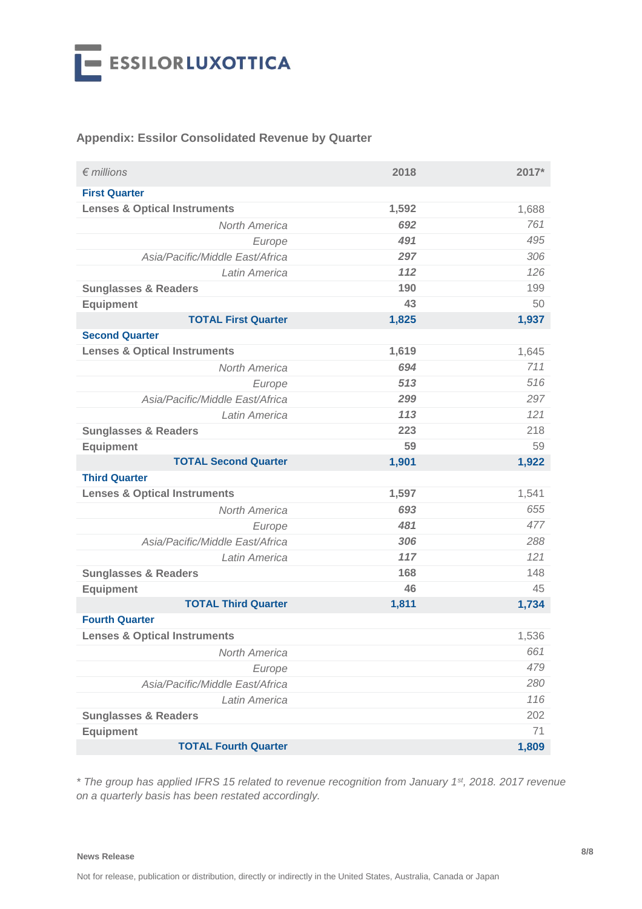ESSILORLUXOTTICA

## Appendix: Essilor Consolidated Revenue by Quarter

| *€ millions* | 2018 | 2017* |
|---|---|---|
| **First Quarter** | | |
| **Lenses & Optical Instruments** | **1,592** | 1,688 |
| *North America* | ***692*** | *761* |
| *Europe* | ***491*** | *495* |
| *Asia/Pacific/Middle East/Africa* | ***297*** | *306* |
| *Latin America* | ***112*** | *126* |
| **Sunglasses & Readers** | **190** | 199 |
| **Equipment** | **43** | 50 |
| **TOTAL First Quarter** | **1,825** | **1,937** |
| **Second Quarter** | | |
| **Lenses & Optical Instruments** | **1,619** | 1,645 |
| *North America* | ***694*** | *711* |
| *Europe* | ***513*** | *516* |
| *Asia/Pacific/Middle East/Africa* | ***299*** | *297* |
| *Latin America* | ***113*** | *121* |
| **Sunglasses & Readers** | **223** | 218 |
| **Equipment** | **59** | 59 |
| **TOTAL Second Quarter** | **1,901** | **1,922** |
| **Third Quarter** | | |
| **Lenses & Optical Instruments** | **1,597** | 1,541 |
| *North America* | ***693*** | *655* |
| *Europe* | ***481*** | *477* |
| *Asia/Pacific/Middle East/Africa* | ***306*** | *288* |
| *Latin America* | ***117*** | *121* |
| **Sunglasses & Readers** | **168** | 148 |
| **Equipment** | **46** | 45 |
| **TOTAL Third Quarter** | **1,811** | **1,734** |
| **Fourth Quarter** | | |
| **Lenses & Optical Instruments** | | 1,536 |
| *North America* | | *661* |
| *Europe* | | *479* |
| *Asia/Pacific/Middle East/Africa* | | *280* |
| *Latin America* | | *116* |
| **Sunglasses & Readers** | | 202 |
| **Equipment** | | 71 |
| **TOTAL Fourth Quarter** | | **1,809** |

*\* The group has applied IFRS 15 related to revenue recognition from January 1st, 2018. 2017 revenue on a quarterly basis has been restated accordingly.*

**News Release**

Not for release, publication or distribution, directly or indirectly in the United States, Australia, Canada or Japan